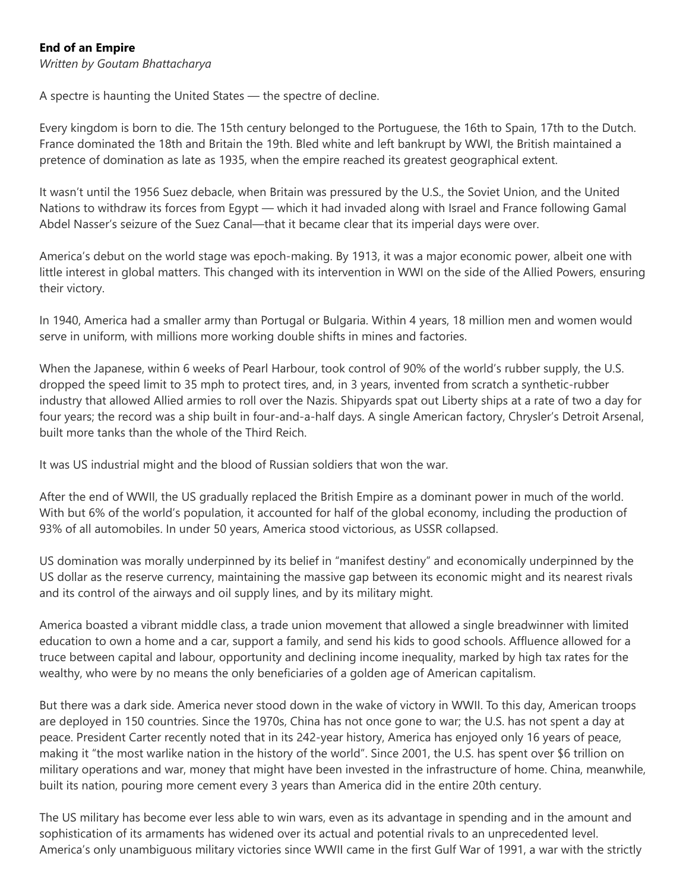**End of an Empire**
*Written by Goutam Bhattacharya*

A spectre is haunting the United States — the spectre of decline.

Every kingdom is born to die. The 15th century belonged to the Portuguese, the 16th to Spain, 17th to the Dutch. France dominated the 18th and Britain the 19th. Bled white and left bankrupt by WWI, the British maintained a pretence of domination as late as 1935, when the empire reached its greatest geographical extent.

It wasn't until the 1956 Suez debacle, when Britain was pressured by the U.S., the Soviet Union, and the United Nations to withdraw its forces from Egypt — which it had invaded along with Israel and France following Gamal Abdel Nasser's seizure of the Suez Canal—that it became clear that its imperial days were over.

America's debut on the world stage was epoch-making. By 1913, it was a major economic power, albeit one with little interest in global matters. This changed with its intervention in WWI on the side of the Allied Powers, ensuring their victory.

In 1940, America had a smaller army than Portugal or Bulgaria. Within 4 years, 18 million men and women would serve in uniform, with millions more working double shifts in mines and factories.

When the Japanese, within 6 weeks of Pearl Harbour, took control of 90% of the world's rubber supply, the U.S. dropped the speed limit to 35 mph to protect tires, and, in 3 years, invented from scratch a synthetic-rubber industry that allowed Allied armies to roll over the Nazis. Shipyards spat out Liberty ships at a rate of two a day for four years; the record was a ship built in four-and-a-half days. A single American factory, Chrysler's Detroit Arsenal, built more tanks than the whole of the Third Reich.

It was US industrial might and the blood of Russian soldiers that won the war.

After the end of WWII, the US gradually replaced the British Empire as a dominant power in much of the world. With but 6% of the world's population, it accounted for half of the global economy, including the production of 93% of all automobiles. In under 50 years, America stood victorious, as USSR collapsed.

US domination was morally underpinned by its belief in "manifest destiny" and economically underpinned by the US dollar as the reserve currency, maintaining the massive gap between its economic might and its nearest rivals and its control of the airways and oil supply lines, and by its military might.

America boasted a vibrant middle class, a trade union movement that allowed a single breadwinner with limited education to own a home and a car, support a family, and send his kids to good schools. Affluence allowed for a truce between capital and labour, opportunity and declining income inequality, marked by high tax rates for the wealthy, who were by no means the only beneficiaries of a golden age of American capitalism.

But there was a dark side. America never stood down in the wake of victory in WWII. To this day, American troops are deployed in 150 countries. Since the 1970s, China has not once gone to war; the U.S. has not spent a day at peace. President Carter recently noted that in its 242-year history, America has enjoyed only 16 years of peace, making it "the most warlike nation in the history of the world". Since 2001, the U.S. has spent over $6 trillion on military operations and war, money that might have been invested in the infrastructure of home. China, meanwhile, built its nation, pouring more cement every 3 years than America did in the entire 20th century.

The US military has become ever less able to win wars, even as its advantage in spending and in the amount and sophistication of its armaments has widened over its actual and potential rivals to an unprecedented level. America's only unambiguous military victories since WWII came in the first Gulf War of 1991, a war with the strictly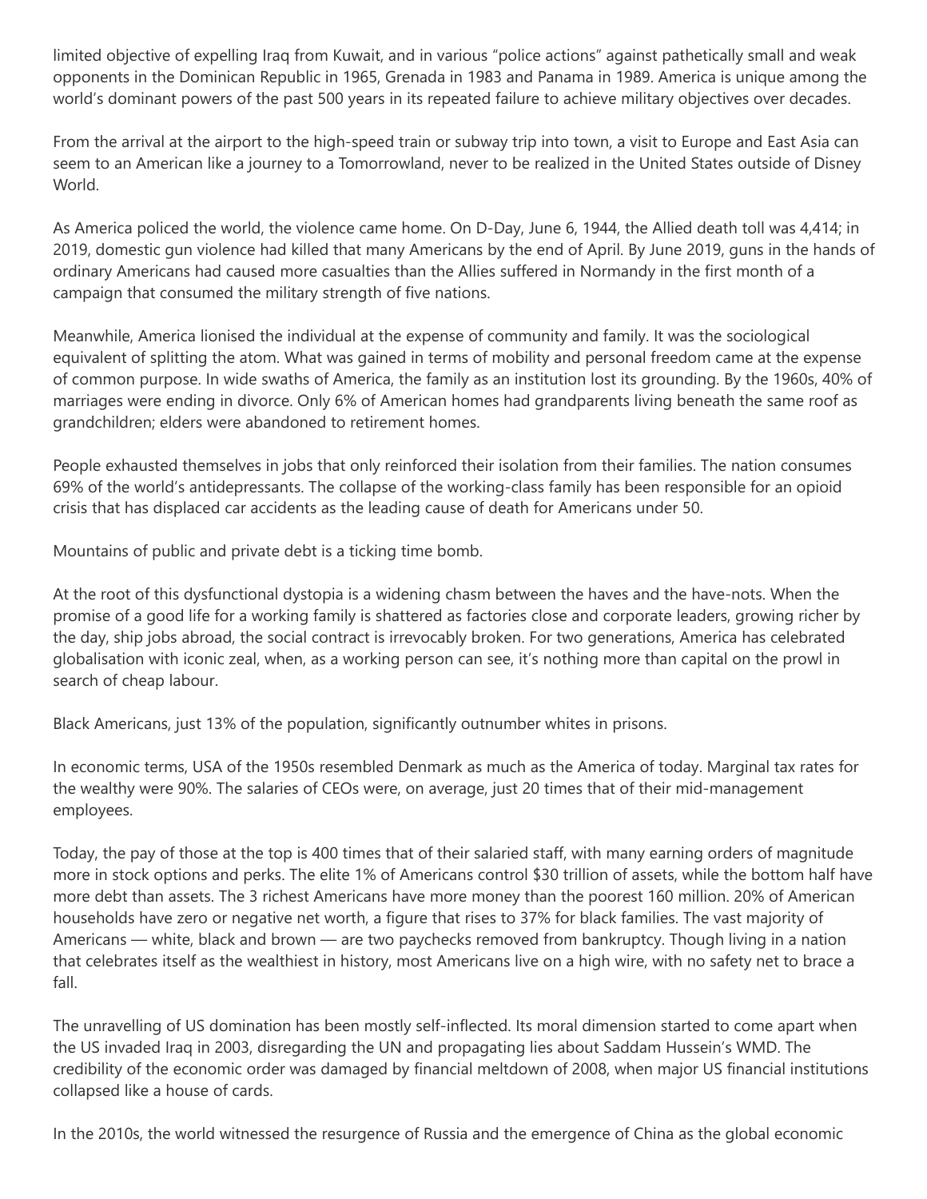limited objective of expelling Iraq from Kuwait, and in various "police actions" against pathetically small and weak opponents in the Dominican Republic in 1965, Grenada in 1983 and Panama in 1989. America is unique among the world's dominant powers of the past 500 years in its repeated failure to achieve military objectives over decades.

From the arrival at the airport to the high-speed train or subway trip into town, a visit to Europe and East Asia can seem to an American like a journey to a Tomorrowland, never to be realized in the United States outside of Disney World.

As America policed the world, the violence came home. On D-Day, June 6, 1944, the Allied death toll was 4,414; in 2019, domestic gun violence had killed that many Americans by the end of April. By June 2019, guns in the hands of ordinary Americans had caused more casualties than the Allies suffered in Normandy in the first month of a campaign that consumed the military strength of five nations.

Meanwhile, America lionised the individual at the expense of community and family. It was the sociological equivalent of splitting the atom. What was gained in terms of mobility and personal freedom came at the expense of common purpose. In wide swaths of America, the family as an institution lost its grounding. By the 1960s, 40% of marriages were ending in divorce. Only 6% of American homes had grandparents living beneath the same roof as grandchildren; elders were abandoned to retirement homes.

People exhausted themselves in jobs that only reinforced their isolation from their families. The nation consumes 69% of the world's antidepressants. The collapse of the working-class family has been responsible for an opioid crisis that has displaced car accidents as the leading cause of death for Americans under 50.

Mountains of public and private debt is a ticking time bomb.

At the root of this dysfunctional dystopia is a widening chasm between the haves and the have-nots. When the promise of a good life for a working family is shattered as factories close and corporate leaders, growing richer by the day, ship jobs abroad, the social contract is irrevocably broken. For two generations, America has celebrated globalisation with iconic zeal, when, as a working person can see, it's nothing more than capital on the prowl in search of cheap labour.

Black Americans, just 13% of the population, significantly outnumber whites in prisons.

In economic terms, USA of the 1950s resembled Denmark as much as the America of today. Marginal tax rates for the wealthy were 90%. The salaries of CEOs were, on average, just 20 times that of their mid-management employees.

Today, the pay of those at the top is 400 times that of their salaried staff, with many earning orders of magnitude more in stock options and perks. The elite 1% of Americans control $30 trillion of assets, while the bottom half have more debt than assets. The 3 richest Americans have more money than the poorest 160 million. 20% of American households have zero or negative net worth, a figure that rises to 37% for black families. The vast majority of Americans — white, black and brown — are two paychecks removed from bankruptcy. Though living in a nation that celebrates itself as the wealthiest in history, most Americans live on a high wire, with no safety net to brace a fall.

The unravelling of US domination has been mostly self-inflected. Its moral dimension started to come apart when the US invaded Iraq in 2003, disregarding the UN and propagating lies about Saddam Hussein's WMD. The credibility of the economic order was damaged by financial meltdown of 2008, when major US financial institutions collapsed like a house of cards.

In the 2010s, the world witnessed the resurgence of Russia and the emergence of China as the global economic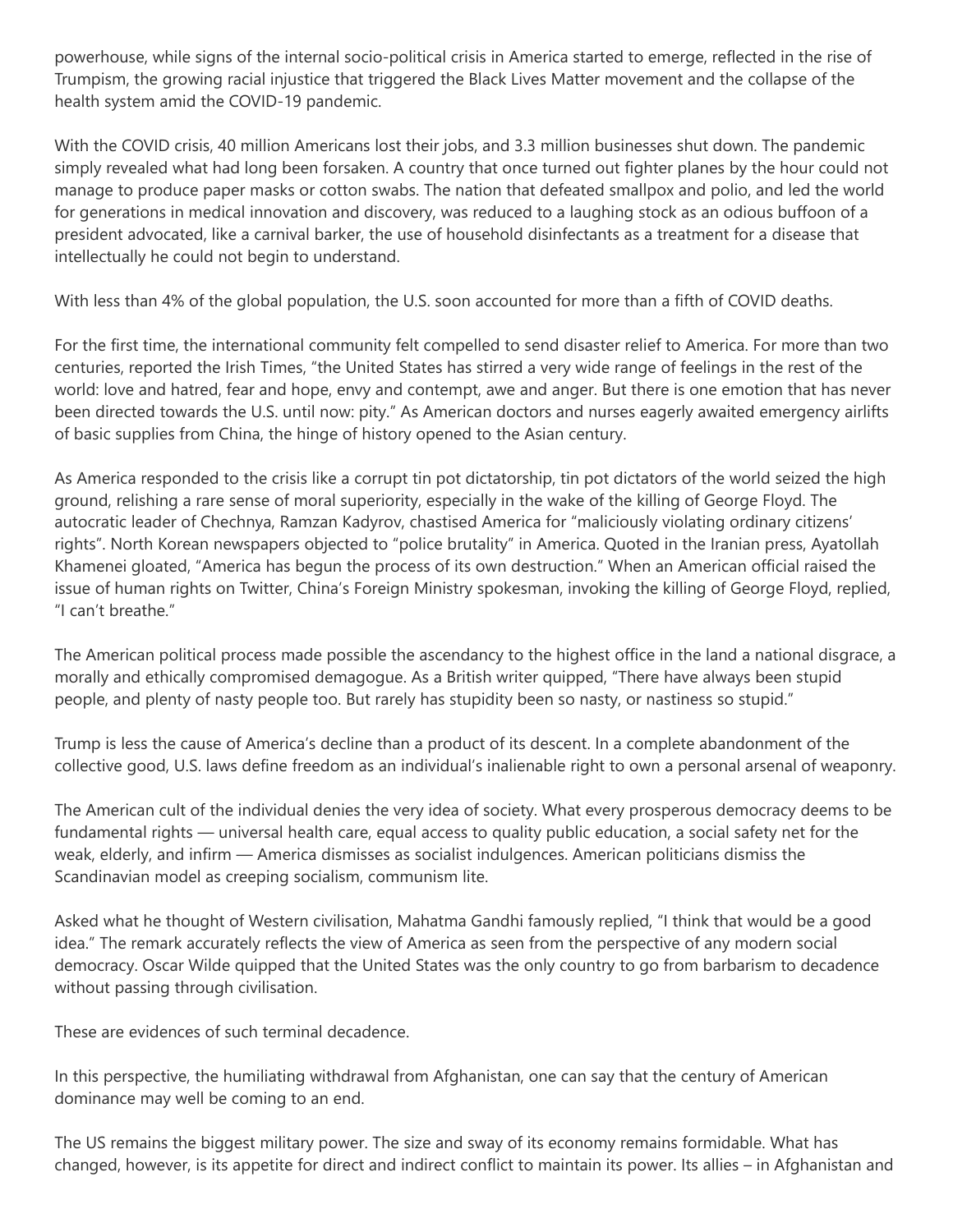powerhouse, while signs of the internal socio-political crisis in America started to emerge, reflected in the rise of Trumpism, the growing racial injustice that triggered the Black Lives Matter movement and the collapse of the health system amid the COVID-19 pandemic.

With the COVID crisis, 40 million Americans lost their jobs, and 3.3 million businesses shut down. The pandemic simply revealed what had long been forsaken. A country that once turned out fighter planes by the hour could not manage to produce paper masks or cotton swabs. The nation that defeated smallpox and polio, and led the world for generations in medical innovation and discovery, was reduced to a laughing stock as an odious buffoon of a president advocated, like a carnival barker, the use of household disinfectants as a treatment for a disease that intellectually he could not begin to understand.

With less than 4% of the global population, the U.S. soon accounted for more than a fifth of COVID deaths.

For the first time, the international community felt compelled to send disaster relief to America. For more than two centuries, reported the Irish Times, "the United States has stirred a very wide range of feelings in the rest of the world: love and hatred, fear and hope, envy and contempt, awe and anger. But there is one emotion that has never been directed towards the U.S. until now: pity." As American doctors and nurses eagerly awaited emergency airlifts of basic supplies from China, the hinge of history opened to the Asian century.

As America responded to the crisis like a corrupt tin pot dictatorship, tin pot dictators of the world seized the high ground, relishing a rare sense of moral superiority, especially in the wake of the killing of George Floyd. The autocratic leader of Chechnya, Ramzan Kadyrov, chastised America for "maliciously violating ordinary citizens' rights". North Korean newspapers objected to "police brutality" in America. Quoted in the Iranian press, Ayatollah Khamenei gloated, "America has begun the process of its own destruction." When an American official raised the issue of human rights on Twitter, China's Foreign Ministry spokesman, invoking the killing of George Floyd, replied, "I can't breathe."

The American political process made possible the ascendancy to the highest office in the land a national disgrace, a morally and ethically compromised demagogue. As a British writer quipped, "There have always been stupid people, and plenty of nasty people too. But rarely has stupidity been so nasty, or nastiness so stupid."

Trump is less the cause of America's decline than a product of its descent. In a complete abandonment of the collective good, U.S. laws define freedom as an individual's inalienable right to own a personal arsenal of weaponry.

The American cult of the individual denies the very idea of society. What every prosperous democracy deems to be fundamental rights — universal health care, equal access to quality public education, a social safety net for the weak, elderly, and infirm — America dismisses as socialist indulgences. American politicians dismiss the Scandinavian model as creeping socialism, communism lite.

Asked what he thought of Western civilisation, Mahatma Gandhi famously replied, "I think that would be a good idea." The remark accurately reflects the view of America as seen from the perspective of any modern social democracy. Oscar Wilde quipped that the United States was the only country to go from barbarism to decadence without passing through civilisation.

These are evidences of such terminal decadence.

In this perspective, the humiliating withdrawal from Afghanistan, one can say that the century of American dominance may well be coming to an end.

The US remains the biggest military power. The size and sway of its economy remains formidable. What has changed, however, is its appetite for direct and indirect conflict to maintain its power. Its allies – in Afghanistan and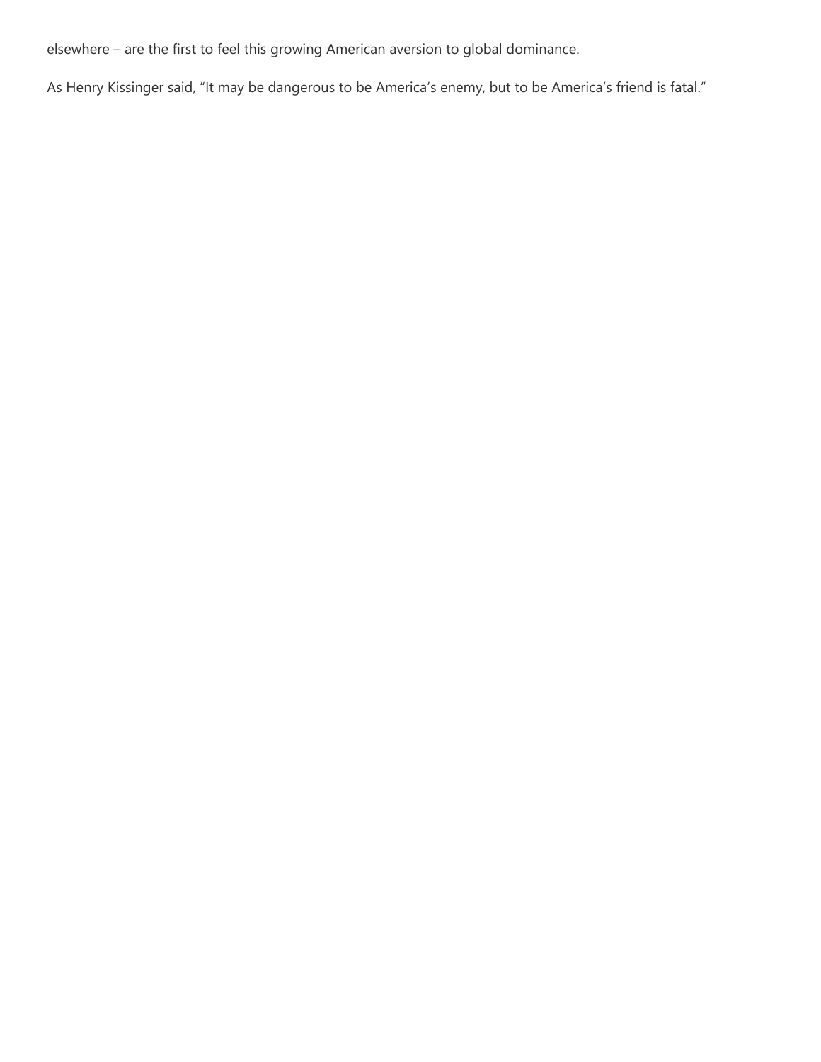elsewhere – are the first to feel this growing American aversion to global dominance.

As Henry Kissinger said, “It may be dangerous to be America’s enemy, but to be America’s friend is fatal.”